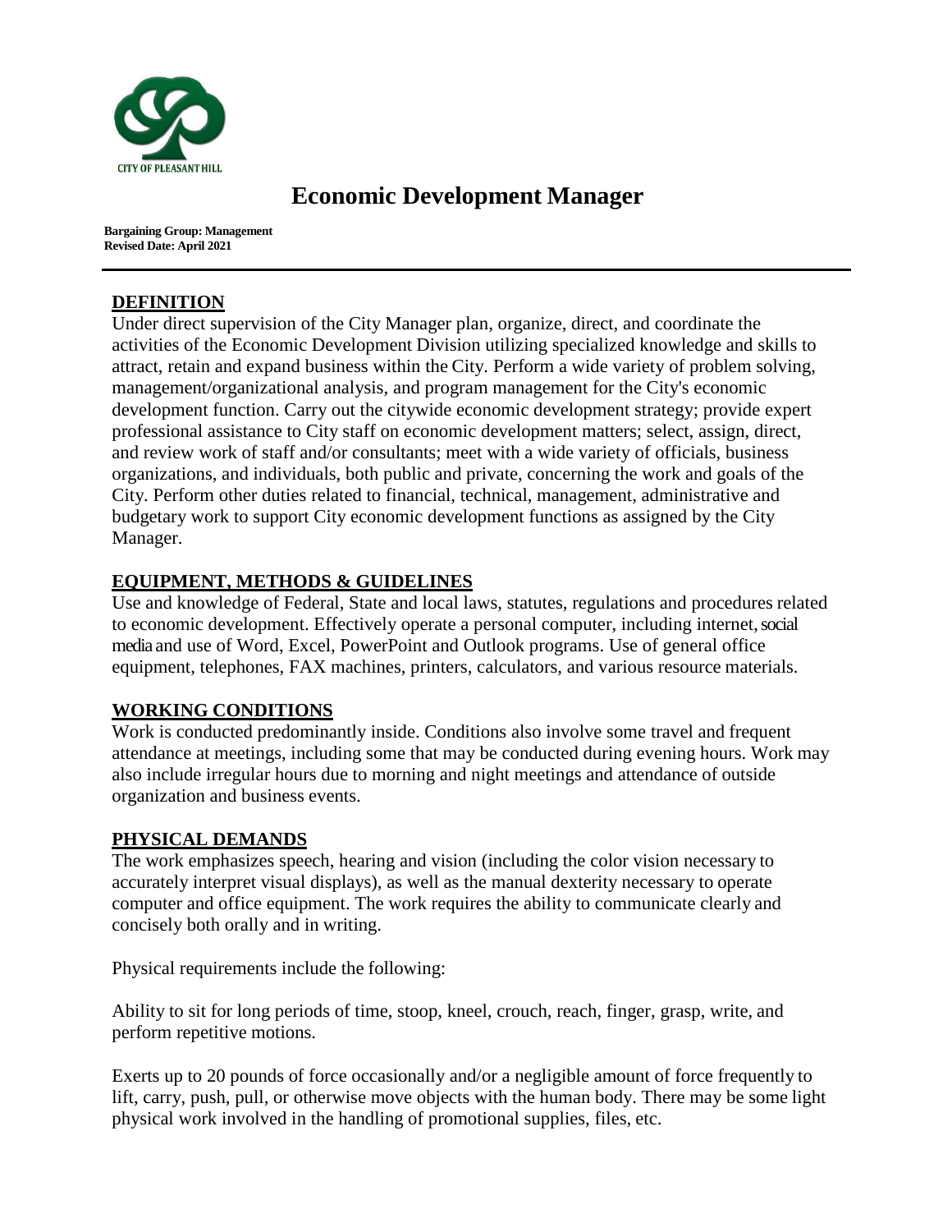CITY OF PLEASANT HILL

# Economic Development Manager

**Bargaining Group: Management**
**Revised Date: April 2021**

---

## DEFINITION

Under direct supervision of the City Manager plan, organize, direct, and coordinate the activities of the Economic Development Division utilizing specialized knowledge and skills to attract, retain and expand business within the City. Perform a wide variety of problem solving, management/organizational analysis, and program management for the City's economic development function. Carry out the citywide economic development strategy; provide expert professional assistance to City staff on economic development matters; select, assign, direct, and review work of staff and/or consultants; meet with a wide variety of officials, business organizations, and individuals, both public and private, concerning the work and goals of the City. Perform other duties related to financial, technical, management, administrative and budgetary work to support City economic development functions as assigned by the City Manager.

## EQUIPMENT, METHODS & GUIDELINES

Use and knowledge of Federal, State and local laws, statutes, regulations and procedures related to economic development. Effectively operate a personal computer, including internet, social media and use of Word, Excel, PowerPoint and Outlook programs. Use of general office equipment, telephones, FAX machines, printers, calculators, and various resource materials.

## WORKING CONDITIONS

Work is conducted predominantly inside. Conditions also involve some travel and frequent attendance at meetings, including some that may be conducted during evening hours. Work may also include irregular hours due to morning and night meetings and attendance of outside organization and business events.

## PHYSICAL DEMANDS

The work emphasizes speech, hearing and vision (including the color vision necessary to accurately interpret visual displays), as well as the manual dexterity necessary to operate computer and office equipment. The work requires the ability to communicate clearly and concisely both orally and in writing.

Physical requirements include the following:

Ability to sit for long periods of time, stoop, kneel, crouch, reach, finger, grasp, write, and perform repetitive motions.

Exerts up to 20 pounds of force occasionally and/or a negligible amount of force frequently to lift, carry, push, pull, or otherwise move objects with the human body. There may be some light physical work involved in the handling of promotional supplies, files, etc.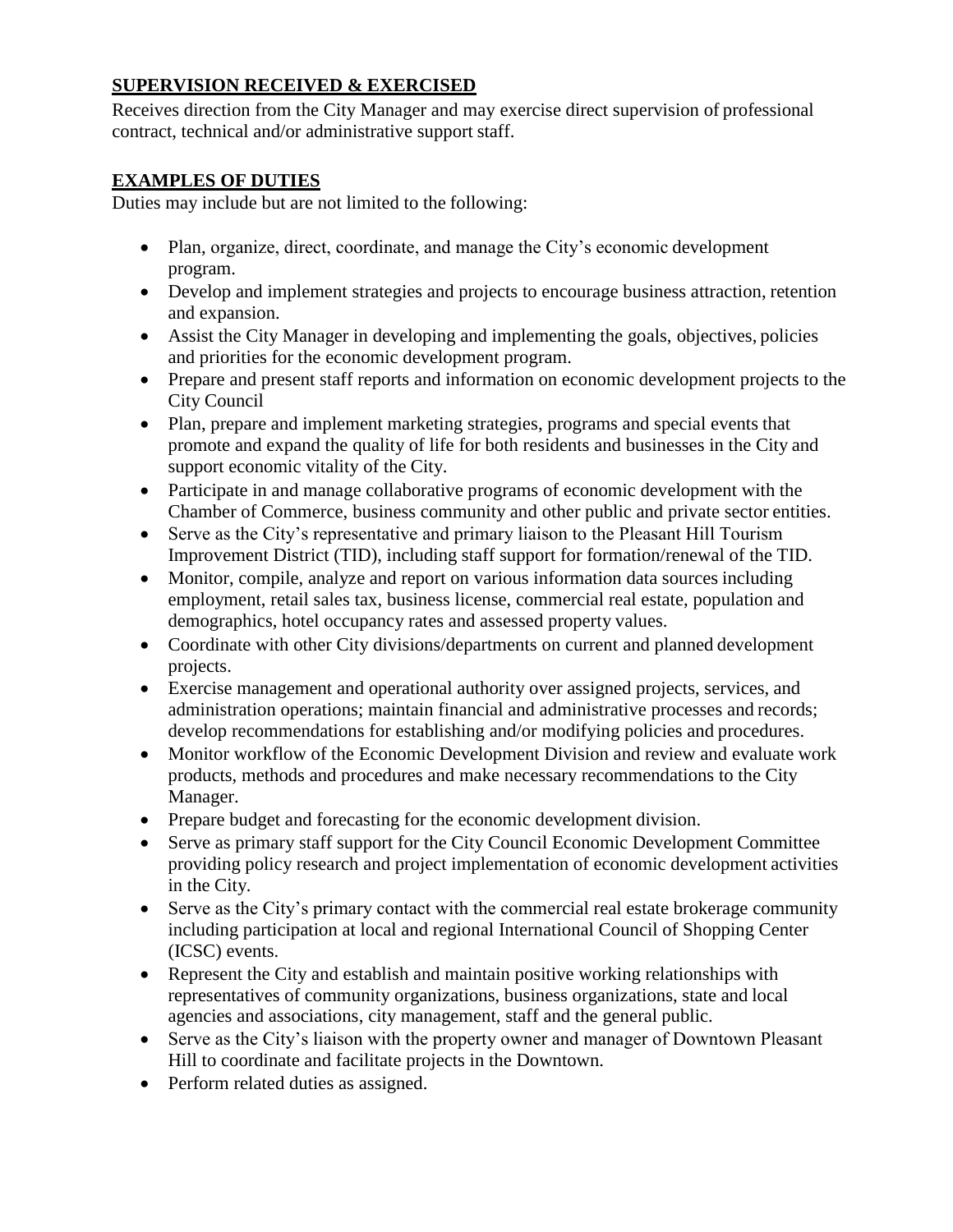## SUPERVISION RECEIVED & EXERCISED

Receives direction from the City Manager and may exercise direct supervision of professional contract, technical and/or administrative support staff.

## EXAMPLES OF DUTIES

Duties may include but are not limited to the following:

- Plan, organize, direct, coordinate, and manage the City's economic development program.
- Develop and implement strategies and projects to encourage business attraction, retention and expansion.
- Assist the City Manager in developing and implementing the goals, objectives, policies and priorities for the economic development program.
- Prepare and present staff reports and information on economic development projects to the City Council
- Plan, prepare and implement marketing strategies, programs and special events that promote and expand the quality of life for both residents and businesses in the City and support economic vitality of the City.
- Participate in and manage collaborative programs of economic development with the Chamber of Commerce, business community and other public and private sector entities.
- Serve as the City's representative and primary liaison to the Pleasant Hill Tourism Improvement District (TID), including staff support for formation/renewal of the TID.
- Monitor, compile, analyze and report on various information data sources including employment, retail sales tax, business license, commercial real estate, population and demographics, hotel occupancy rates and assessed property values.
- Coordinate with other City divisions/departments on current and planned development projects.
- Exercise management and operational authority over assigned projects, services, and administration operations; maintain financial and administrative processes and records; develop recommendations for establishing and/or modifying policies and procedures.
- Monitor workflow of the Economic Development Division and review and evaluate work products, methods and procedures and make necessary recommendations to the City Manager.
- Prepare budget and forecasting for the economic development division.
- Serve as primary staff support for the City Council Economic Development Committee providing policy research and project implementation of economic development activities in the City.
- Serve as the City's primary contact with the commercial real estate brokerage community including participation at local and regional International Council of Shopping Center (ICSC) events.
- Represent the City and establish and maintain positive working relationships with representatives of community organizations, business organizations, state and local agencies and associations, city management, staff and the general public.
- Serve as the City's liaison with the property owner and manager of Downtown Pleasant Hill to coordinate and facilitate projects in the Downtown.
- Perform related duties as assigned.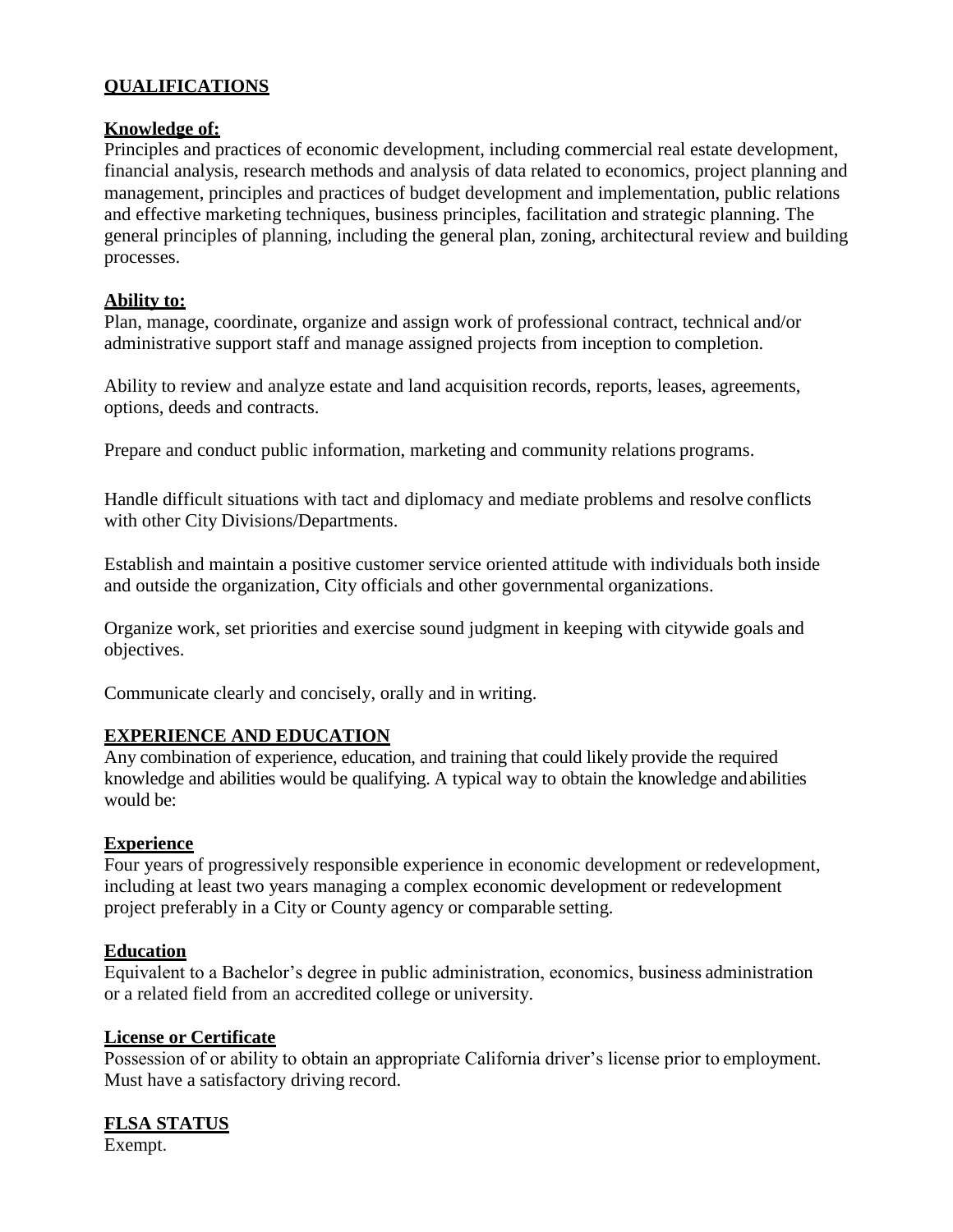## QUALIFICATIONS

### Knowledge of:

Principles and practices of economic development, including commercial real estate development, financial analysis, research methods and analysis of data related to economics, project planning and management, principles and practices of budget development and implementation, public relations and effective marketing techniques, business principles, facilitation and strategic planning. The general principles of planning, including the general plan, zoning, architectural review and building processes.

### Ability to:

Plan, manage, coordinate, organize and assign work of professional contract, technical and/or administrative support staff and manage assigned projects from inception to completion.

Ability to review and analyze estate and land acquisition records, reports, leases, agreements, options, deeds and contracts.

Prepare and conduct public information, marketing and community relations programs.

Handle difficult situations with tact and diplomacy and mediate problems and resolve conflicts with other City Divisions/Departments.

Establish and maintain a positive customer service oriented attitude with individuals both inside and outside the organization, City officials and other governmental organizations.

Organize work, set priorities and exercise sound judgment in keeping with citywide goals and objectives.

Communicate clearly and concisely, orally and in writing.

## EXPERIENCE AND EDUCATION

Any combination of experience, education, and training that could likely provide the required knowledge and abilities would be qualifying. A typical way to obtain the knowledge and abilities would be:

### Experience

Four years of progressively responsible experience in economic development or redevelopment, including at least two years managing a complex economic development or redevelopment project preferably in a City or County agency or comparable setting.

### Education

Equivalent to a Bachelor's degree in public administration, economics, business administration or a related field from an accredited college or university.

### License or Certificate

Possession of or ability to obtain an appropriate California driver's license prior to employment. Must have a satisfactory driving record.

## FLSA STATUS

Exempt.